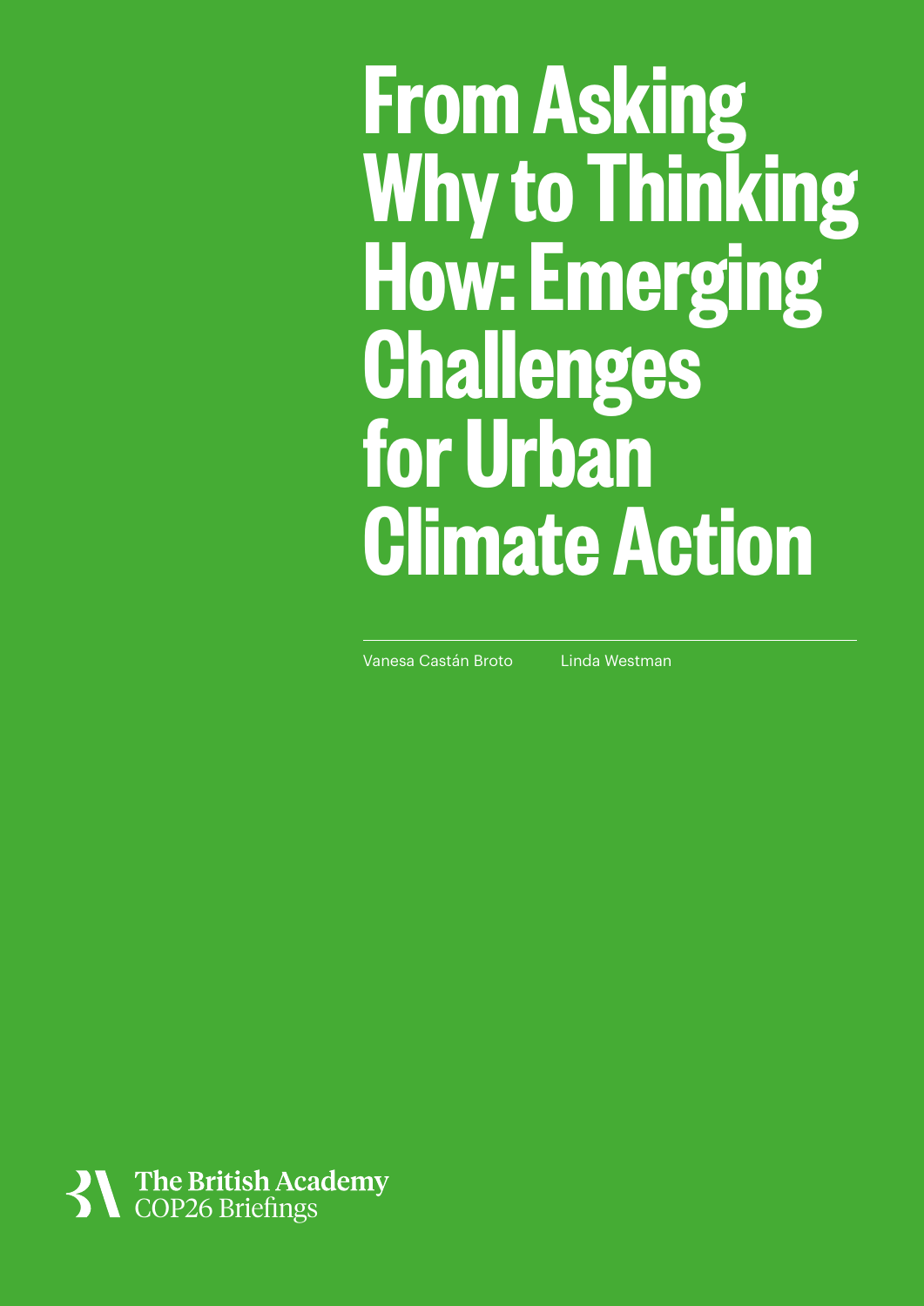# From Asking Why to Thinking How: Emerging Challenges for Urban Climate Action

Vanesa Castán Broto

Linda Westman

The British Academy
COP26 Briefings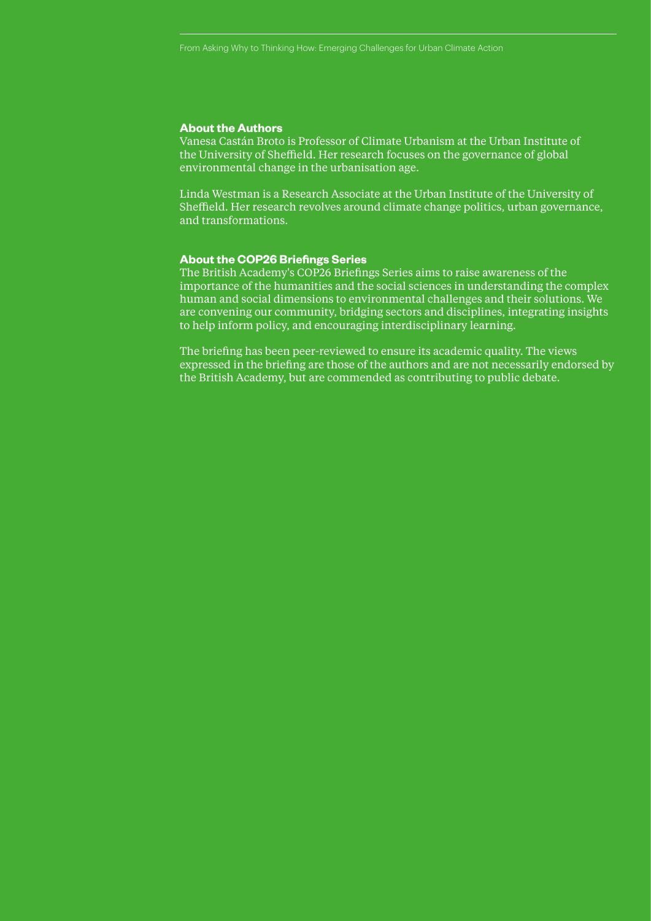## About the Authors

Vanesa Castán Broto is Professor of Climate Urbanism at the Urban Institute of the University of Sheffield. Her research focuses on the governance of global environmental change in the urbanisation age.

Linda Westman is a Research Associate at the Urban Institute of the University of Sheffield. Her research revolves around climate change politics, urban governance, and transformations.

## About the COP26 Briefings Series

The British Academy's COP26 Briefings Series aims to raise awareness of the importance of the humanities and the social sciences in understanding the complex human and social dimensions to environmental challenges and their solutions. We are convening our community, bridging sectors and disciplines, integrating insights to help inform policy, and encouraging interdisciplinary learning.

The briefing has been peer-reviewed to ensure its academic quality. The views expressed in the briefing are those of the authors and are not necessarily endorsed by the British Academy, but are commended as contributing to public debate.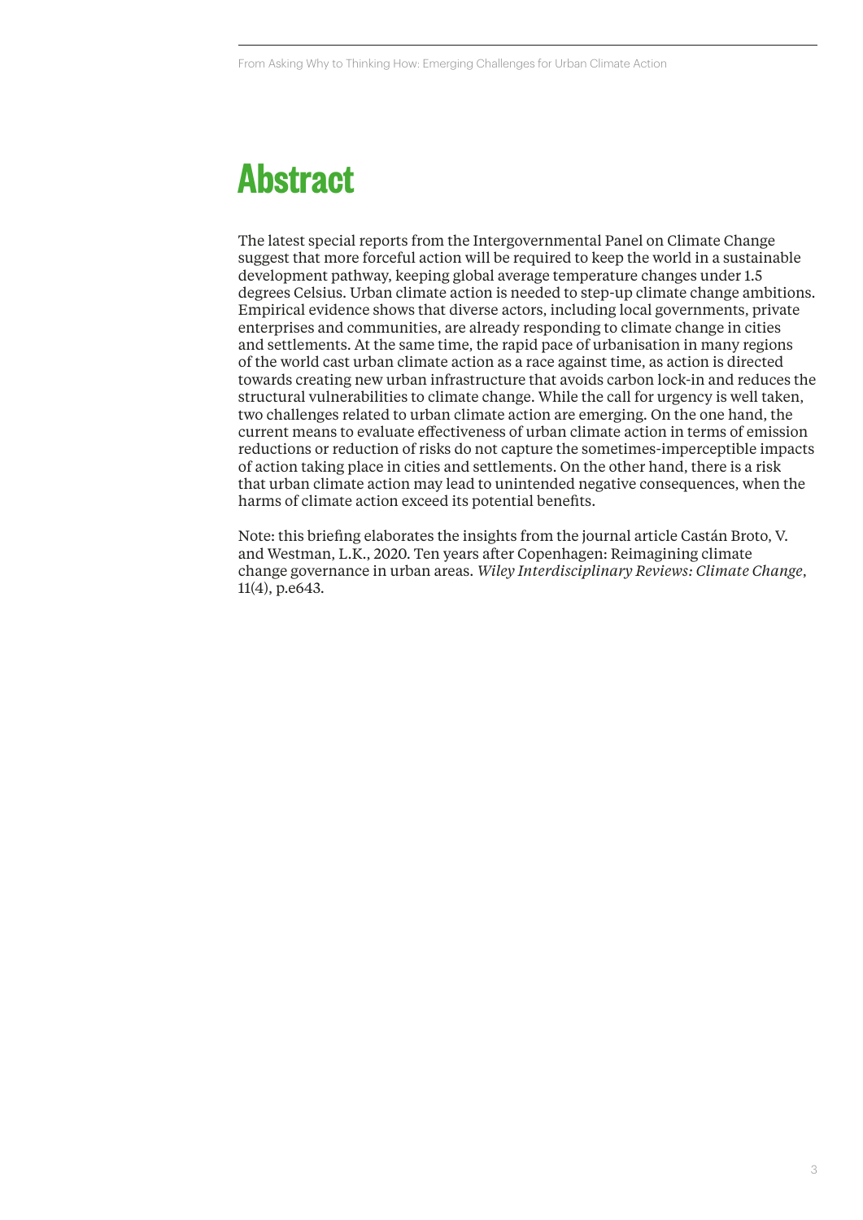# Abstract

The latest special reports from the Intergovernmental Panel on Climate Change suggest that more forceful action will be required to keep the world in a sustainable development pathway, keeping global average temperature changes under 1.5 degrees Celsius. Urban climate action is needed to step-up climate change ambitions. Empirical evidence shows that diverse actors, including local governments, private enterprises and communities, are already responding to climate change in cities and settlements. At the same time, the rapid pace of urbanisation in many regions of the world cast urban climate action as a race against time, as action is directed towards creating new urban infrastructure that avoids carbon lock-in and reduces the structural vulnerabilities to climate change. While the call for urgency is well taken, two challenges related to urban climate action are emerging. On the one hand, the current means to evaluate effectiveness of urban climate action in terms of emission reductions or reduction of risks do not capture the sometimes-imperceptible impacts of action taking place in cities and settlements. On the other hand, there is a risk that urban climate action may lead to unintended negative consequences, when the harms of climate action exceed its potential benefits.

Note: this briefing elaborates the insights from the journal article Castán Broto, V. and Westman, L.K., 2020. Ten years after Copenhagen: Reimagining climate change governance in urban areas. *Wiley Interdisciplinary Reviews: Climate Change*, 11(4), p.e643.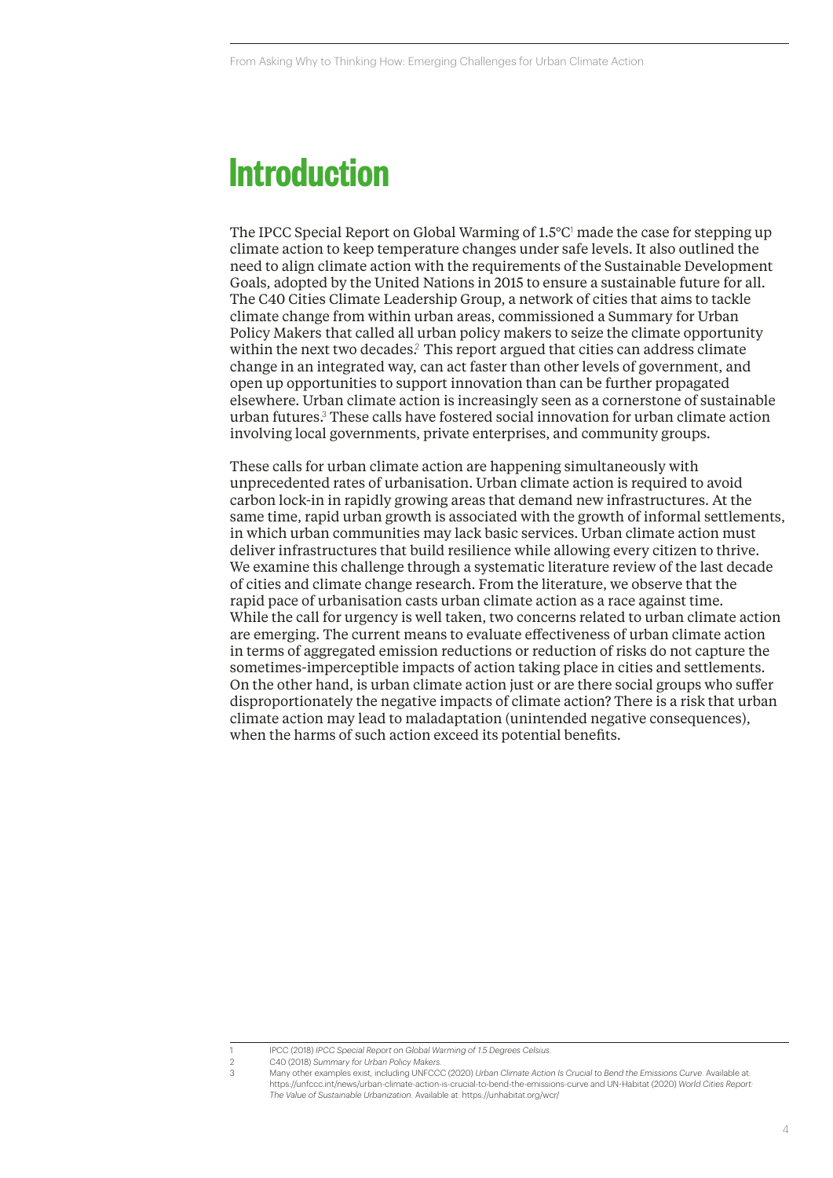# Introduction

The IPCC Special Report on Global Warming of 1.5°C[1] made the case for stepping up climate action to keep temperature changes under safe levels. It also outlined the need to align climate action with the requirements of the Sustainable Development Goals, adopted by the United Nations in 2015 to ensure a sustainable future for all. The C40 Cities Climate Leadership Group, a network of cities that aims to tackle climate change from within urban areas, commissioned a Summary for Urban Policy Makers that called all urban policy makers to seize the climate opportunity within the next two decades.[2] This report argued that cities can address climate change in an integrated way, can act faster than other levels of government, and open up opportunities to support innovation than can be further propagated elsewhere. Urban climate action is increasingly seen as a cornerstone of sustainable urban futures.[3] These calls have fostered social innovation for urban climate action involving local governments, private enterprises, and community groups.

These calls for urban climate action are happening simultaneously with unprecedented rates of urbanisation. Urban climate action is required to avoid carbon lock-in in rapidly growing areas that demand new infrastructures. At the same time, rapid urban growth is associated with the growth of informal settlements, in which urban communities may lack basic services. Urban climate action must deliver infrastructures that build resilience while allowing every citizen to thrive. We examine this challenge through a systematic literature review of the last decade of cities and climate change research. From the literature, we observe that the rapid pace of urbanisation casts urban climate action as a race against time. While the call for urgency is well taken, two concerns related to urban climate action are emerging. The current means to evaluate effectiveness of urban climate action in terms of aggregated emission reductions or reduction of risks do not capture the sometimes-imperceptible impacts of action taking place in cities and settlements. On the other hand, is urban climate action just or are there social groups who suffer disproportionately the negative impacts of climate action? There is a risk that urban climate action may lead to maladaptation (unintended negative consequences), when the harms of such action exceed its potential benefits.

---

1 IPCC (2018) *IPCC Special Report on Global Warming of 1.5 Degrees Celsius*.

2 C40 (2018) *Summary for Urban Policy Makers*.

3 Many other examples exist, including UNFCCC (2020) *Urban Climate Action Is Crucial to Bend the Emissions Curve*. Available at: https://unfccc.int/news/urban-climate-action-is-crucial-to-bend-the-emissions-curve and UN-Habitat (2020) *World Cities Report: The Value of Sustainable Urbanization*. Available at: https://unhabitat.org/wcr/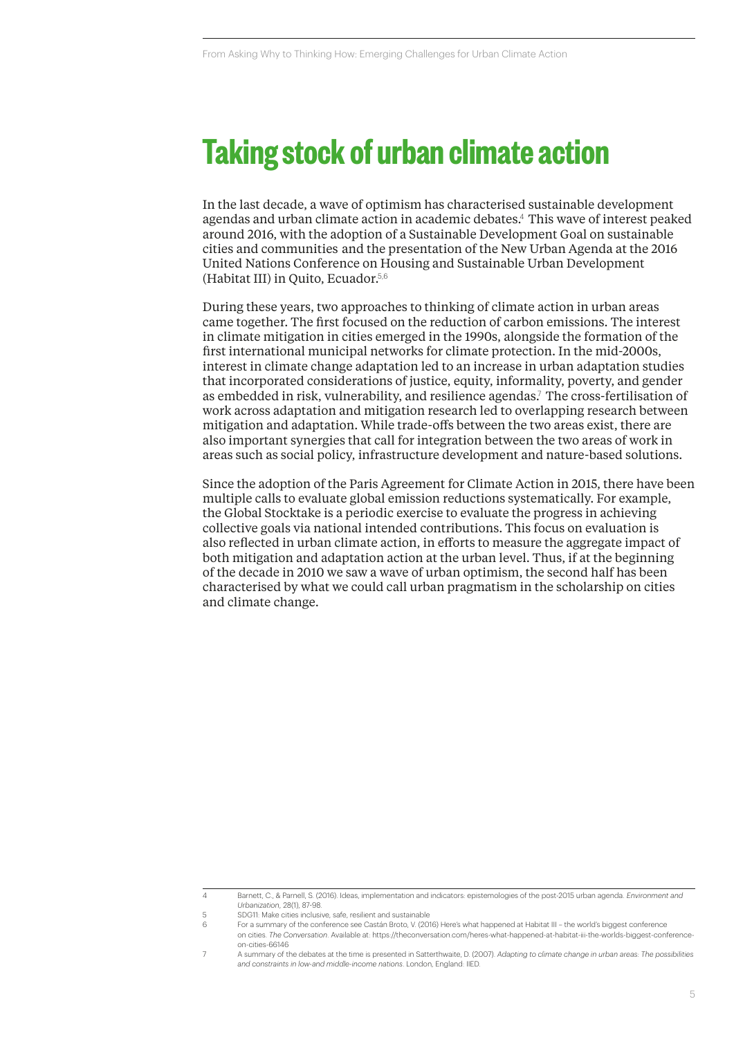# Taking stock of urban climate action

In the last decade, a wave of optimism has characterised sustainable development agendas and urban climate action in academic debates.[4] This wave of interest peaked around 2016, with the adoption of a Sustainable Development Goal on sustainable cities and communities and the presentation of the New Urban Agenda at the 2016 United Nations Conference on Housing and Sustainable Urban Development (Habitat III) in Quito, Ecuador.[5,6]

During these years, two approaches to thinking of climate action in urban areas came together. The first focused on the reduction of carbon emissions. The interest in climate mitigation in cities emerged in the 1990s, alongside the formation of the first international municipal networks for climate protection. In the mid-2000s, interest in climate change adaptation led to an increase in urban adaptation studies that incorporated considerations of justice, equity, informality, poverty, and gender as embedded in risk, vulnerability, and resilience agendas.[7] The cross-fertilisation of work across adaptation and mitigation research led to overlapping research between mitigation and adaptation. While trade-offs between the two areas exist, there are also important synergies that call for integration between the two areas of work in areas such as social policy, infrastructure development and nature-based solutions.

Since the adoption of the Paris Agreement for Climate Action in 2015, there have been multiple calls to evaluate global emission reductions systematically. For example, the Global Stocktake is a periodic exercise to evaluate the progress in achieving collective goals via national intended contributions. This focus on evaluation is also reflected in urban climate action, in efforts to measure the aggregate impact of both mitigation and adaptation action at the urban level. Thus, if at the beginning of the decade in 2010 we saw a wave of urban optimism, the second half has been characterised by what we could call urban pragmatism in the scholarship on cities and climate change.

---

4 Barnett, C., & Parnell, S. (2016). Ideas, implementation and indicators: epistemologies of the post-2015 urban agenda. *Environment and Urbanization*, 28(1), 87-98.

5 SDG11: Make cities inclusive, safe, resilient and sustainable

6 For a summary of the conference see Castán Broto, V. (2016) Here's what happened at Habitat III – the world's biggest conference on cities. *The Conversation*. Available at: https://theconversation.com/heres-what-happened-at-habitat-iii-the-worlds-biggest-conference-on-cities-66146

7 A summary of the debates at the time is presented in Satterthwaite, D. (2007). *Adapting to climate change in urban areas: The possibilities and constraints in low-and middle-income nations*. London, England: IIED.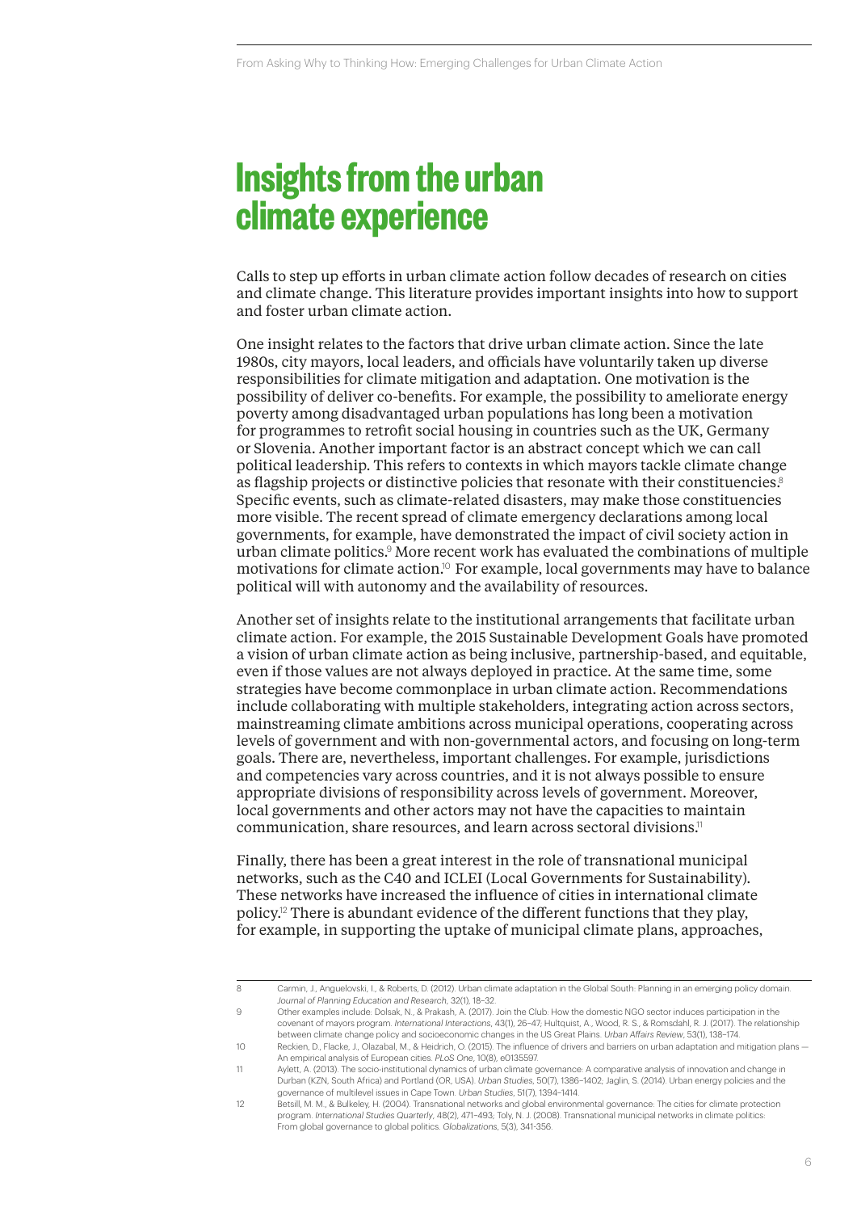# Insights from the urban climate experience

Calls to step up efforts in urban climate action follow decades of research on cities and climate change. This literature provides important insights into how to support and foster urban climate action.

One insight relates to the factors that drive urban climate action. Since the late 1980s, city mayors, local leaders, and officials have voluntarily taken up diverse responsibilities for climate mitigation and adaptation. One motivation is the possibility of deliver co-benefits. For example, the possibility to ameliorate energy poverty among disadvantaged urban populations has long been a motivation for programmes to retrofit social housing in countries such as the UK, Germany or Slovenia. Another important factor is an abstract concept which we can call political leadership. This refers to contexts in which mayors tackle climate change as flagship projects or distinctive policies that resonate with their constituencies.[8] Specific events, such as climate-related disasters, may make those constituencies more visible. The recent spread of climate emergency declarations among local governments, for example, have demonstrated the impact of civil society action in urban climate politics.[9] More recent work has evaluated the combinations of multiple motivations for climate action.[10] For example, local governments may have to balance political will with autonomy and the availability of resources.

Another set of insights relate to the institutional arrangements that facilitate urban climate action. For example, the 2015 Sustainable Development Goals have promoted a vision of urban climate action as being inclusive, partnership-based, and equitable, even if those values are not always deployed in practice. At the same time, some strategies have become commonplace in urban climate action. Recommendations include collaborating with multiple stakeholders, integrating action across sectors, mainstreaming climate ambitions across municipal operations, cooperating across levels of government and with non-governmental actors, and focusing on long-term goals. There are, nevertheless, important challenges. For example, jurisdictions and competencies vary across countries, and it is not always possible to ensure appropriate divisions of responsibility across levels of government. Moreover, local governments and other actors may not have the capacities to maintain communication, share resources, and learn across sectoral divisions.[11]

Finally, there has been a great interest in the role of transnational municipal networks, such as the C40 and ICLEI (Local Governments for Sustainability). These networks have increased the influence of cities in international climate policy.[12] There is abundant evidence of the different functions that they play, for example, in supporting the uptake of municipal climate plans, approaches,

---

8 Carmin, J., Anguelovski, I., & Roberts, D. (2012). Urban climate adaptation in the Global South: Planning in an emerging policy domain. *Journal of Planning Education and Research*, 32(1), 18–32.

9 Other examples include: Dolsak, N., & Prakash, A. (2017). Join the Club: How the domestic NGO sector induces participation in the covenant of mayors program. *International Interactions*, 43(1), 26–47; Hultquist, A., Wood, R. S., & Romsdahl, R. J. (2017). The relationship between climate change policy and socioeconomic changes in the US Great Plains. *Urban Affairs Review*, 53(1), 138–174.

10 Reckien, D., Flacke, J., Olazabal, M., & Heidrich, O. (2015). The influence of drivers and barriers on urban adaptation and mitigation plans — An empirical analysis of European cities. *PLoS One*, 10(8), e0135597.

11 Aylett, A. (2013). The socio-institutional dynamics of urban climate governance: A comparative analysis of innovation and change in Durban (KZN, South Africa) and Portland (OR, USA). *Urban Studies*, 50(7), 1386–1402; Jaglin, S. (2014). Urban energy policies and the governance of multilevel issues in Cape Town. *Urban Studies*, 51(7), 1394–1414.

12 Betsill, M. M., & Bulkeley, H. (2004). Transnational networks and global environmental governance: The cities for climate protection program. *International Studies Quarterly*, 48(2), 471–493; Toly, N. J. (2008). Transnational municipal networks in climate politics: From global governance to global politics. *Globalizations*, 5(3), 341-356.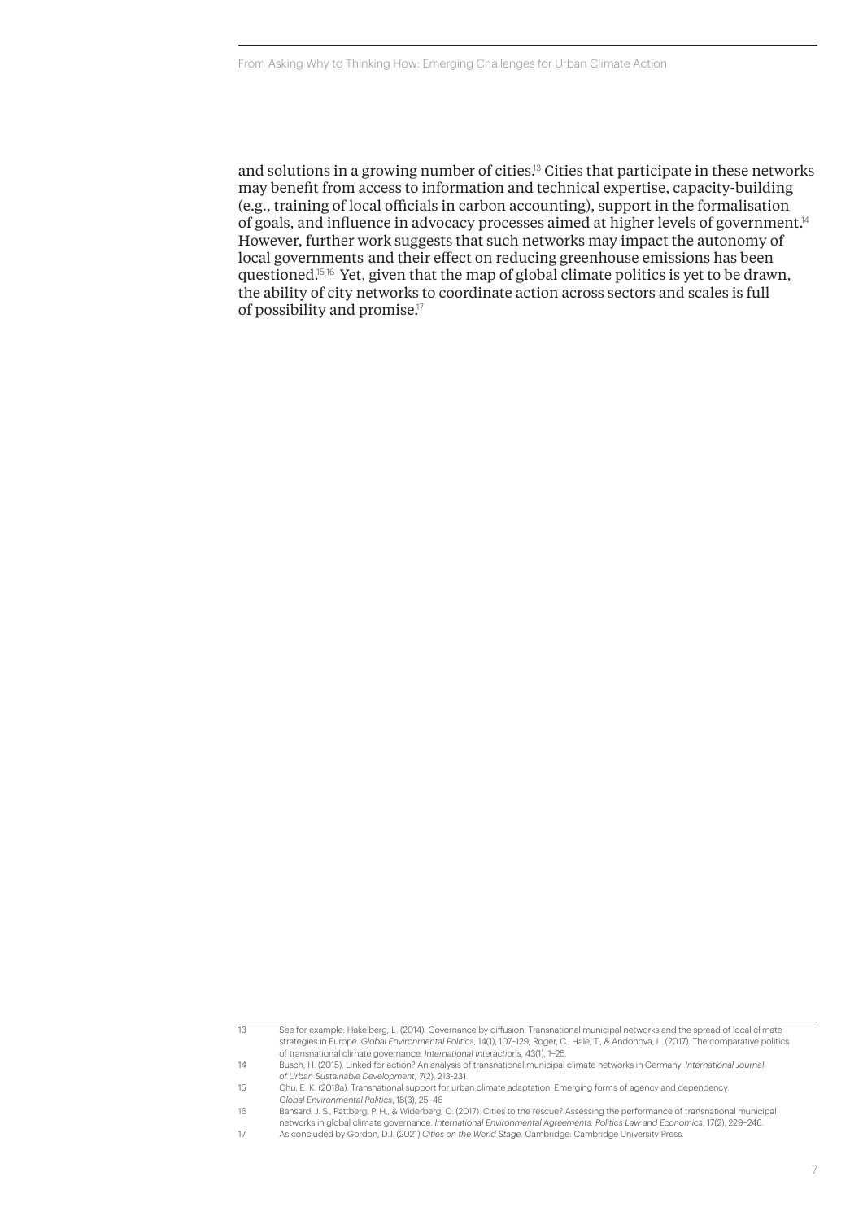and solutions in a growing number of cities.[13] Cities that participate in these networks may benefit from access to information and technical expertise, capacity-building (e.g., training of local officials in carbon accounting), support in the formalisation of goals, and influence in advocacy processes aimed at higher levels of government.[14] However, further work suggests that such networks may impact the autonomy of local governments and their effect on reducing greenhouse emissions has been questioned.[15,16] Yet, given that the map of global climate politics is yet to be drawn, the ability of city networks to coordinate action across sectors and scales is full of possibility and promise.[17]

---

13 See for example: Hakelberg, L. (2014). Governance by diffusion: Transnational municipal networks and the spread of local climate strategies in Europe. *Global Environmental Politics*, 14(1), 107–129; Roger, C., Hale, T., & Andonova, L. (2017). The comparative politics of transnational climate governance. *International Interactions*, 43(1), 1–25.

14 Busch, H. (2015). Linked for action? An analysis of transnational municipal climate networks in Germany. *International Journal of Urban Sustainable Development*, 7(2), 213-231.

15 Chu, E. K. (2018a). Transnational support for urban climate adaptation: Emerging forms of agency and dependency. *Global Environmental Politics*, 18(3), 25–46

16 Bansard, J. S., Pattberg, P. H., & Widerberg, O. (2017). Cities to the rescue? Assessing the performance of transnational municipal networks in global climate governance. *International Environmental Agreements: Politics Law and Economics*, 17(2), 229–246.

17 As concluded by Gordon, D.J. (2021) *Cities on the World Stage*. Cambridge: Cambridge University Press.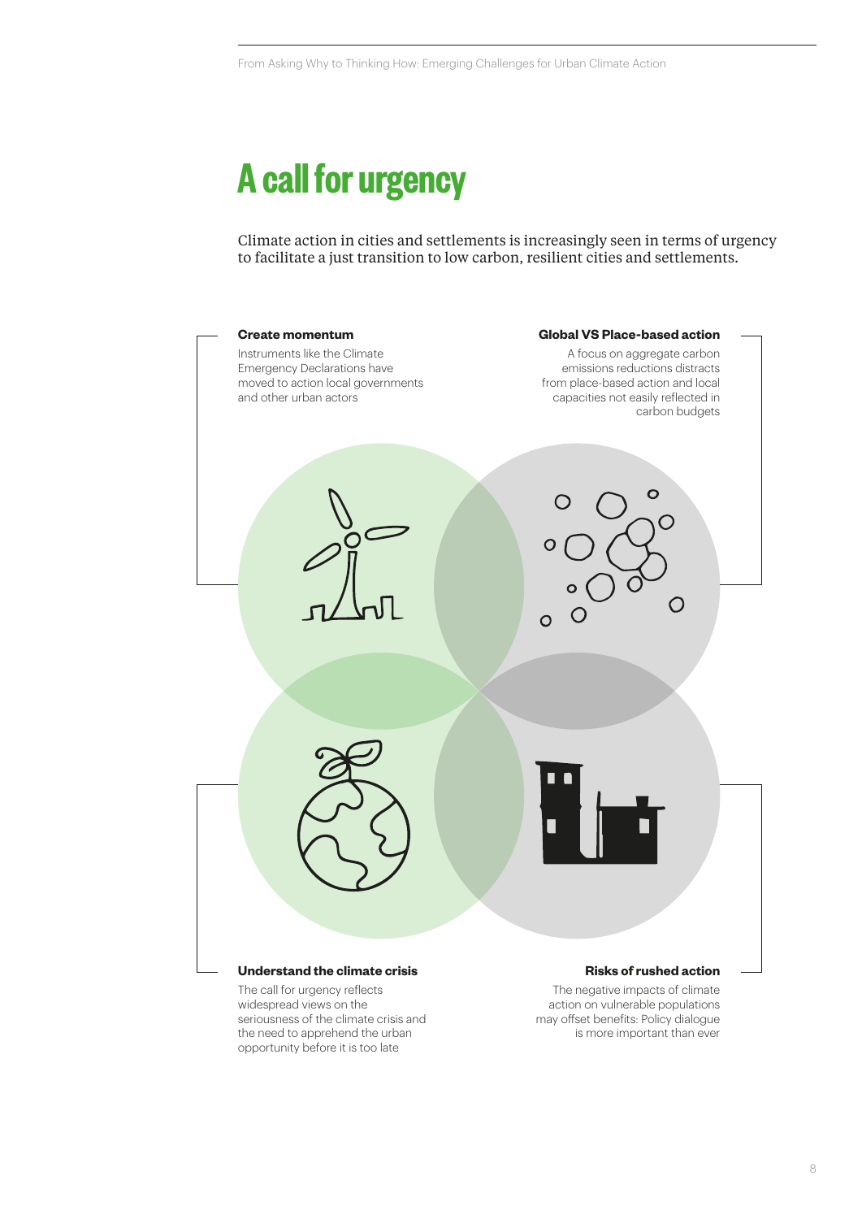# A call for urgency

Climate action in cities and settlements is increasingly seen in terms of urgency to facilitate a just transition to low carbon, resilient cities and settlements.

**Create momentum**

Instruments like the Climate Emergency Declarations have moved to action local governments and other urban actors

**Global VS Place-based action**

A focus on aggregate carbon emissions reductions distracts from place-based action and local capacities not easily reflected in carbon budgets

**Understand the climate crisis**

The call for urgency reflects widespread views on the seriousness of the climate crisis and the need to apprehend the urban opportunity before it is too late

**Risks of rushed action**

The negative impacts of climate action on vulnerable populations may offset benefits: Policy dialogue is more important than ever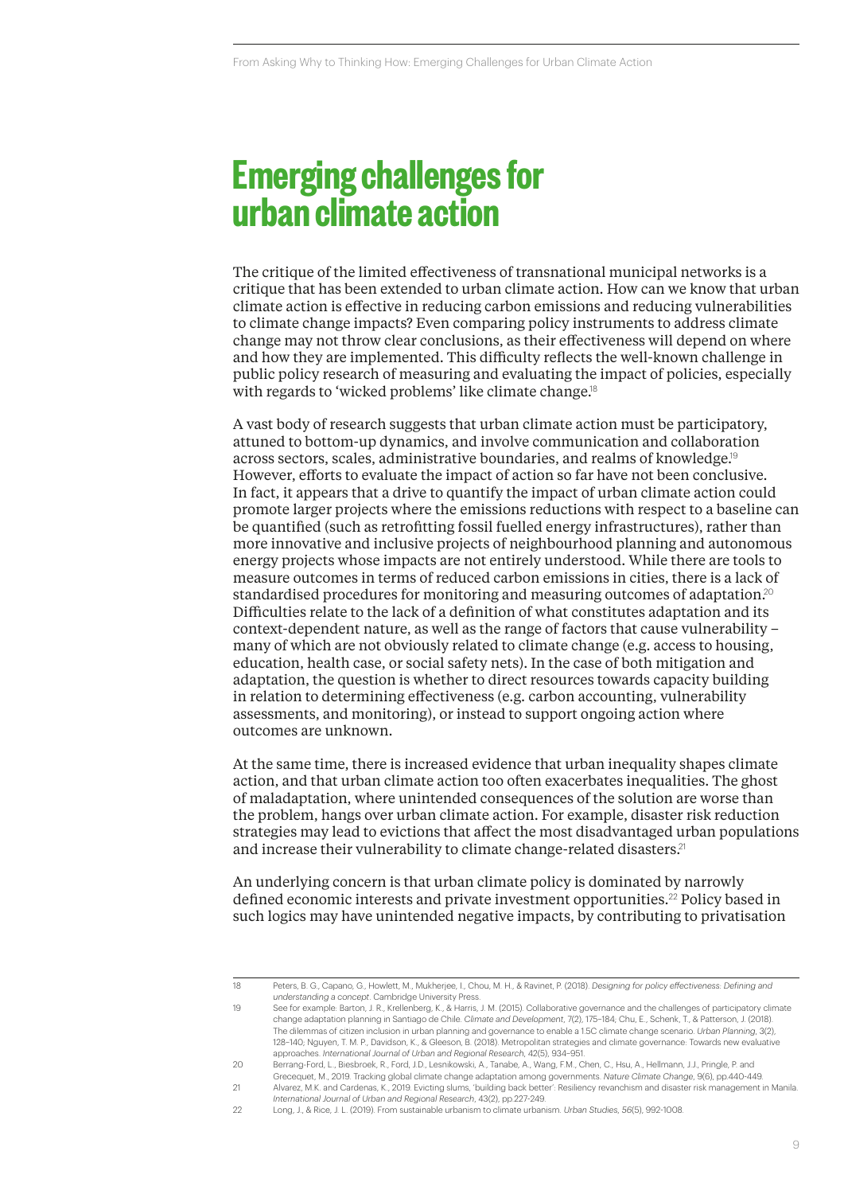# Emerging challenges for urban climate action

The critique of the limited effectiveness of transnational municipal networks is a critique that has been extended to urban climate action. How can we know that urban climate action is effective in reducing carbon emissions and reducing vulnerabilities to climate change impacts? Even comparing policy instruments to address climate change may not throw clear conclusions, as their effectiveness will depend on where and how they are implemented. This difficulty reflects the well-known challenge in public policy research of measuring and evaluating the impact of policies, especially with regards to 'wicked problems' like climate change.[18]

A vast body of research suggests that urban climate action must be participatory, attuned to bottom-up dynamics, and involve communication and collaboration across sectors, scales, administrative boundaries, and realms of knowledge.[19] However, efforts to evaluate the impact of action so far have not been conclusive. In fact, it appears that a drive to quantify the impact of urban climate action could promote larger projects where the emissions reductions with respect to a baseline can be quantified (such as retrofitting fossil fuelled energy infrastructures), rather than more innovative and inclusive projects of neighbourhood planning and autonomous energy projects whose impacts are not entirely understood. While there are tools to measure outcomes in terms of reduced carbon emissions in cities, there is a lack of standardised procedures for monitoring and measuring outcomes of adaptation.[20] Difficulties relate to the lack of a definition of what constitutes adaptation and its context-dependent nature, as well as the range of factors that cause vulnerability – many of which are not obviously related to climate change (e.g. access to housing, education, health case, or social safety nets). In the case of both mitigation and adaptation, the question is whether to direct resources towards capacity building in relation to determining effectiveness (e.g. carbon accounting, vulnerability assessments, and monitoring), or instead to support ongoing action where outcomes are unknown.

At the same time, there is increased evidence that urban inequality shapes climate action, and that urban climate action too often exacerbates inequalities. The ghost of maladaptation, where unintended consequences of the solution are worse than the problem, hangs over urban climate action. For example, disaster risk reduction strategies may lead to evictions that affect the most disadvantaged urban populations and increase their vulnerability to climate change-related disasters.[21]

An underlying concern is that urban climate policy is dominated by narrowly defined economic interests and private investment opportunities.[22] Policy based in such logics may have unintended negative impacts, by contributing to privatisation

---

18 Peters, B. G., Capano, G., Howlett, M., Mukherjee, I., Chou, M. H., & Ravinet, P. (2018). *Designing for policy effectiveness: Defining and understanding a concept*. Cambridge University Press.

19 See for example: Barton, J. R., Krellenberg, K., & Harris, J. M. (2015). Collaborative governance and the challenges of participatory climate change adaptation planning in Santiago de Chile. *Climate and Development*, 7(2), 175–184; Chu, E., Schenk, T., & Patterson, J. (2018). The dilemmas of citizen inclusion in urban planning and governance to enable a 1.5C climate change scenario. *Urban Planning*, 3(2), 128–140; Nguyen, T. M. P., Davidson, K., & Gleeson, B. (2018). Metropolitan strategies and climate governance: Towards new evaluative approaches. *International Journal of Urban and Regional Research*, 42(5), 934–951.

20 Berrang-Ford, L., Biesbroek, R., Ford, J.D., Lesnikowski, A., Tanabe, A., Wang, F.M., Chen, C., Hsu, A., Hellmann, J.J., Pringle, P. and Grecequet, M., 2019. Tracking global climate change adaptation among governments. *Nature Climate Change*, 9(6), pp.440-449.

21 Alvarez, M.K. and Cardenas, K., 2019. Evicting slums, 'building back better': Resiliency revanchism and disaster risk management in Manila. *International Journal of Urban and Regional Research*, 43(2), pp.227-249.

22 Long, J., & Rice, J. L. (2019). From sustainable urbanism to climate urbanism. *Urban Studies*, 56(5), 992-1008.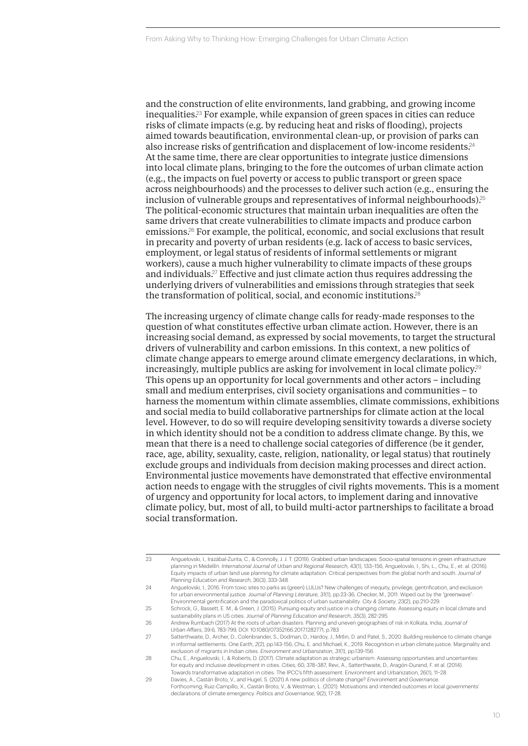and the construction of elite environments, land grabbing, and growing income inequalities.[23] For example, while expansion of green spaces in cities can reduce risks of climate impacts (e.g. by reducing heat and risks of flooding), projects aimed towards beautification, environmental clean-up, or provision of parks can also increase risks of gentrification and displacement of low-income residents.[24] At the same time, there are clear opportunities to integrate justice dimensions into local climate plans, bringing to the fore the outcomes of urban climate action (e.g., the impacts on fuel poverty or access to public transport or green space across neighbourhoods) and the processes to deliver such action (e.g., ensuring the inclusion of vulnerable groups and representatives of informal neighbourhoods).[25] The political-economic structures that maintain urban inequalities are often the same drivers that create vulnerabilities to climate impacts and produce carbon emissions.[26] For example, the political, economic, and social exclusions that result in precarity and poverty of urban residents (e.g. lack of access to basic services, employment, or legal status of residents of informal settlements or migrant workers), cause a much higher vulnerability to climate impacts of these groups and individuals.[27] Effective and just climate action thus requires addressing the underlying drivers of vulnerabilities and emissions through strategies that seek the transformation of political, social, and economic institutions.[28]

The increasing urgency of climate change calls for ready-made responses to the question of what constitutes effective urban climate action. However, there is an increasing social demand, as expressed by social movements, to target the structural drivers of vulnerability and carbon emissions. In this context, a new politics of climate change appears to emerge around climate emergency declarations, in which, increasingly, multiple publics are asking for involvement in local climate policy.[29] This opens up an opportunity for local governments and other actors – including small and medium enterprises, civil society organisations and communities – to harness the momentum within climate assemblies, climate commissions, exhibitions and social media to build collaborative partnerships for climate action at the local level. However, to do so will require developing sensitivity towards a diverse society in which identity should not be a condition to address climate change. By this, we mean that there is a need to challenge social categories of difference (be it gender, race, age, ability, sexuality, caste, religion, nationality, or legal status) that routinely exclude groups and individuals from decision making processes and direct action. Environmental justice movements have demonstrated that effective environmental action needs to engage with the struggles of civil rights movements. This is a moment of urgency and opportunity for local actors, to implement daring and innovative climate policy, but, most of all, to build multi-actor partnerships to facilitate a broad social transformation.

---

23 Anguelovski, I., Irazábal-Zurita, C., & Connolly, J. J. T. (2019). Grabbed urban landscapes: Socio-spatial tensions in green infrastructure planning in Medellín. *International Journal of Urban and Regional Research*, 43(1), 133–156; Anguelovski, I., Shi, L., Chu, E., et. al. (2016). Equity impacts of urban land use planning for climate adaptation: Critical perspectives from the global north and south. *Journal of Planning Education and Research*, 36(3), 333-348.

24 Anguelovski, I., 2016. From toxic sites to parks as (green) LULUs? New challenges of inequity, privilege, gentrification, and exclusion for urban environmental justice. *Journal of Planning Literature*, *31*(1), pp.23-36; Checker, M., 2011. Wiped out by the "greenwave": Environmental gentrification and the paradoxical politics of urban sustainability. *City & Society*, *23*(2), pp.210-229.

25 Schrock, G., Bassett, E. M., & Green, J. (2015). Pursuing equity and justice in a changing climate: Assessing equity in local climate and sustainability plans in US cities. *Journal of Planning Education and Research*, *35*(3), 282-295.

26 Andrew Rumbach (2017) At the roots of urban disasters: Planning and uneven geographies of risk in Kolkata, India, *Journal of Urban Affairs*, 39:6, 783-799, DOI: 10.1080/07352166.2017.1282771, p.783

27 Satterthwaite, D., Archer, D., Colenbrander, S., Dodman, D., Hardoy, J., Mitlin, D. and Patel, S., 2020. Building resilience to climate change in informal settlements. *One Earth*, *2*(2), pp.143-156; Chu, E. and Michael, K., 2019. Recognition in urban climate justice: Marginality and exclusion of migrants in Indian cities. *Environment and Urbanization*, *31*(1), pp.139-156.

28 Chu, E., Anguelovski, I., & Roberts, D. (2017). Climate adaptation as strategic urbanism: Assessing opportunities and uncertainties for equity and inclusive development in cities. *Cities*, 60, 378–387; Revi, A., Satterthwaite, D., Aragón-Durand, F. et al. (2014). Towards transformative adaptation in cities: The IPCC's fifth assessment. Environment and Urbanization, 26(1), 11–28.

29 Davies, A., Castán Broto, V., and Hugel, S. (2021) A new politics of climate change? *Environment and Governance*. Forthcoming; Ruiz-Campillo, X., Castán Broto, V., & Westman, L. (2021). Motivations and intended outcomes in local governments' declarations of climate emergency. *Politics and Governance*, 9(2), 17-28.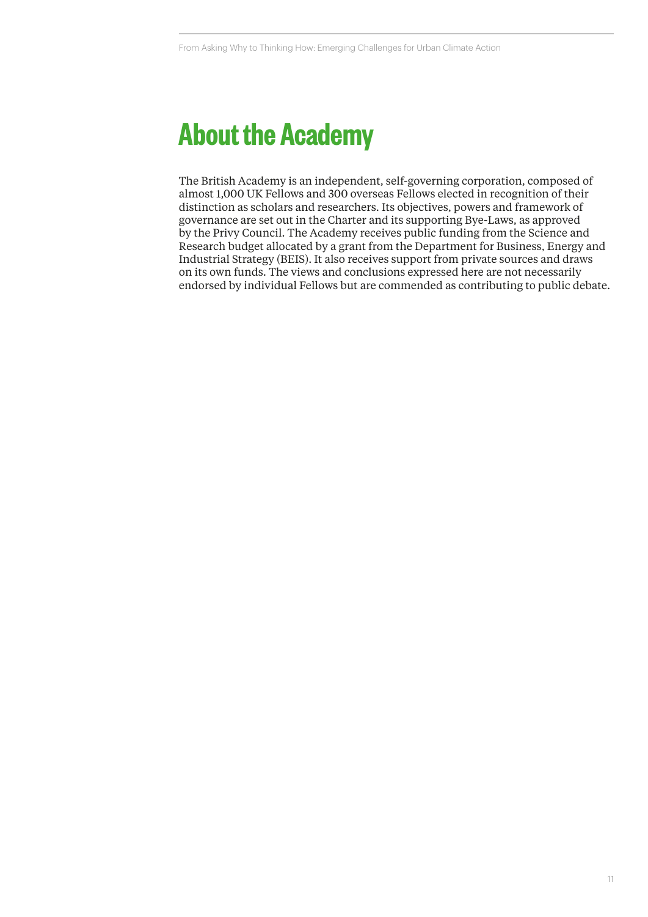# About the Academy

The British Academy is an independent, self-governing corporation, composed of almost 1,000 UK Fellows and 300 overseas Fellows elected in recognition of their distinction as scholars and researchers. Its objectives, powers and framework of governance are set out in the Charter and its supporting Bye-Laws, as approved by the Privy Council. The Academy receives public funding from the Science and Research budget allocated by a grant from the Department for Business, Energy and Industrial Strategy (BEIS). It also receives support from private sources and draws on its own funds. The views and conclusions expressed here are not necessarily endorsed by individual Fellows but are commended as contributing to public debate.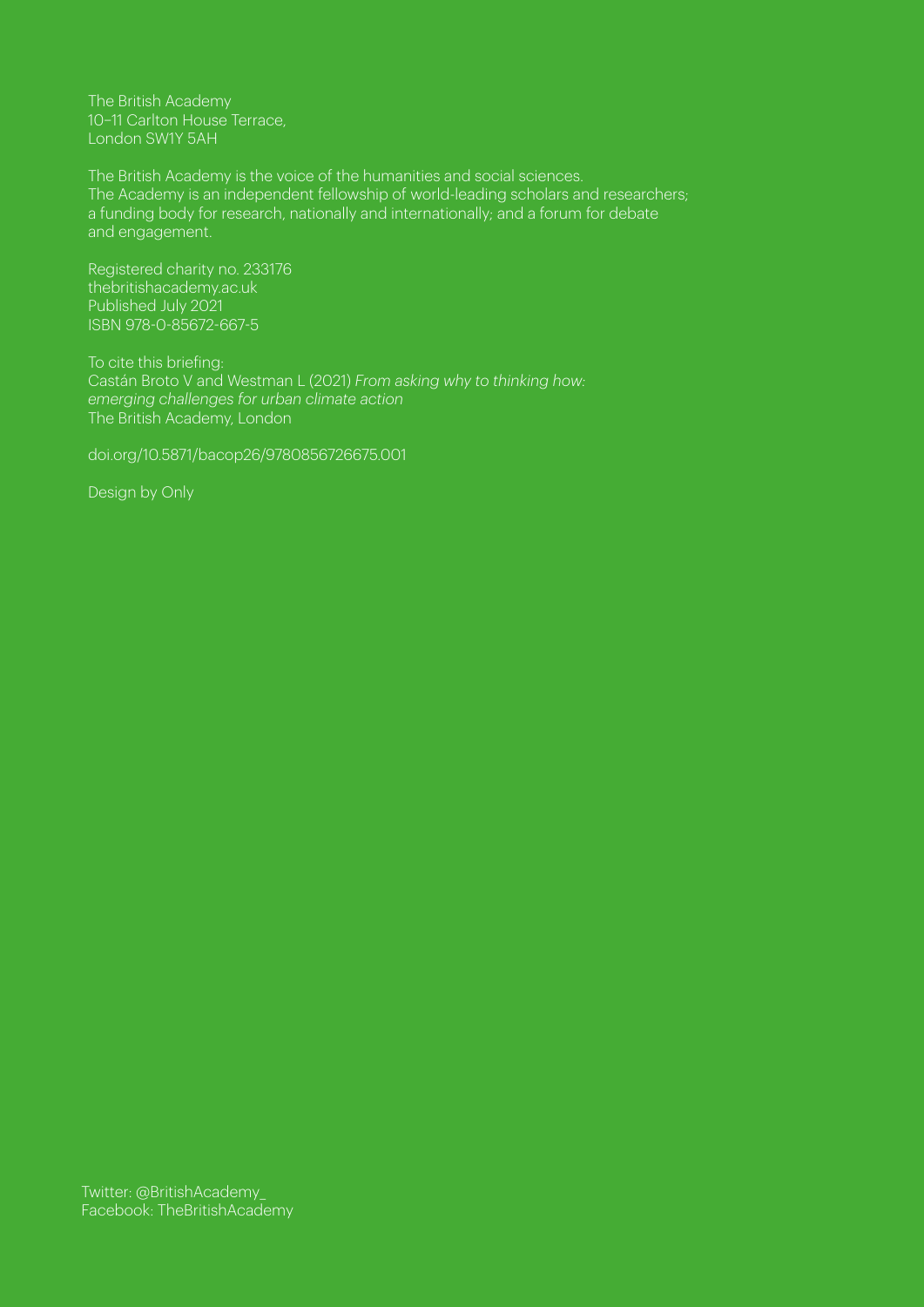The British Academy
10–11 Carlton House Terrace,
London SW1Y 5AH

The British Academy is the voice of the humanities and social sciences. The Academy is an independent fellowship of world-leading scholars and researchers; a funding body for research, nationally and internationally; and a forum for debate and engagement.

Registered charity no. 233176
thebritishacademy.ac.uk
Published July 2021
ISBN 978-0-85672-667-5

To cite this briefing:
Castán Broto V and Westman L (2021) *From asking why to thinking how: emerging challenges for urban climate action*
The British Academy, London

doi.org/10.5871/bacop26/9780856726675.001

Design by Only

Twitter: @BritishAcademy_
Facebook: TheBritishAcademy